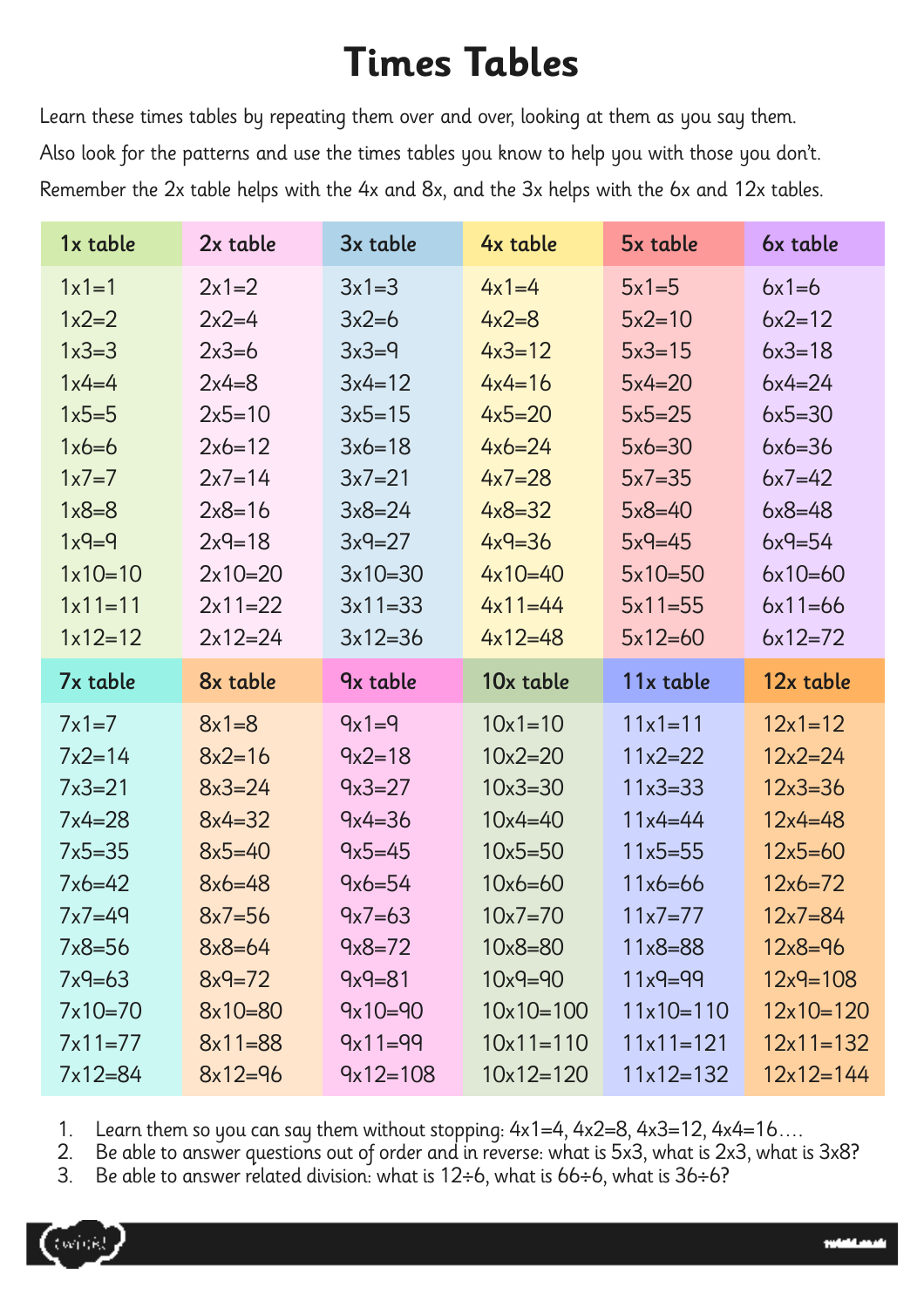# Times Tables

Learn these times tables by repeating them over and over, looking at them as you say them.

Also look for the patterns and use the times tables you know to help you with those you don't.

Remember the 2x table helps with the 4x and 8x, and the 3x helps with the 6x and 12x tables.

| 1x table | 2x table | 3x table | 4x table | 5x table | 6x table |
|---|---|---|---|---|---|
| 1x1=1 | 2x1=2 | 3x1=3 | 4x1=4 | 5x1=5 | 6x1=6 |
| 1x2=2 | 2x2=4 | 3x2=6 | 4x2=8 | 5x2=10 | 6x2=12 |
| 1x3=3 | 2x3=6 | 3x3=9 | 4x3=12 | 5x3=15 | 6x3=18 |
| 1x4=4 | 2x4=8 | 3x4=12 | 4x4=16 | 5x4=20 | 6x4=24 |
| 1x5=5 | 2x5=10 | 3x5=15 | 4x5=20 | 5x5=25 | 6x5=30 |
| 1x6=6 | 2x6=12 | 3x6=18 | 4x6=24 | 5x6=30 | 6x6=36 |
| 1x7=7 | 2x7=14 | 3x7=21 | 4x7=28 | 5x7=35 | 6x7=42 |
| 1x8=8 | 2x8=16 | 3x8=24 | 4x8=32 | 5x8=40 | 6x8=48 |
| 1x9=9 | 2x9=18 | 3x9=27 | 4x9=36 | 5x9=45 | 6x9=54 |
| 1x10=10 | 2x10=20 | 3x10=30 | 4x10=40 | 5x10=50 | 6x10=60 |
| 1x11=11 | 2x11=22 | 3x11=33 | 4x11=44 | 5x11=55 | 6x11=66 |
| 1x12=12 | 2x12=24 | 3x12=36 | 4x12=48 | 5x12=60 | 6x12=72 |

| 7x table | 8x table | 9x table | 10x table | 11x table | 12x table |
|---|---|---|---|---|---|
| 7x1=7 | 8x1=8 | 9x1=9 | 10x1=10 | 11x1=11 | 12x1=12 |
| 7x2=14 | 8x2=16 | 9x2=18 | 10x2=20 | 11x2=22 | 12x2=24 |
| 7x3=21 | 8x3=24 | 9x3=27 | 10x3=30 | 11x3=33 | 12x3=36 |
| 7x4=28 | 8x4=32 | 9x4=36 | 10x4=40 | 11x4=44 | 12x4=48 |
| 7x5=35 | 8x5=40 | 9x5=45 | 10x5=50 | 11x5=55 | 12x5=60 |
| 7x6=42 | 8x6=48 | 9x6=54 | 10x6=60 | 11x6=66 | 12x6=72 |
| 7x7=49 | 8x7=56 | 9x7=63 | 10x7=70 | 11x7=77 | 12x7=84 |
| 7x8=56 | 8x8=64 | 9x8=72 | 10x8=80 | 11x8=88 | 12x8=96 |
| 7x9=63 | 8x9=72 | 9x9=81 | 10x9=90 | 11x9=99 | 12x9=108 |
| 7x10=70 | 8x10=80 | 9x10=90 | 10x10=100 | 11x10=110 | 12x10=120 |
| 7x11=77 | 8x11=88 | 9x11=99 | 10x11=110 | 11x11=121 | 12x11=132 |
| 7x12=84 | 8x12=96 | 9x12=108 | 10x12=120 | 11x12=132 | 12x12=144 |

1. Learn them so you can say them without stopping: 4x1=4, 4x2=8, 4x3=12, 4x4=16….
2. Be able to answer questions out of order and in reverse: what is 5x3, what is 2x3, what is 3x8?
3. Be able to answer related division: what is 12÷6, what is 66÷6, what is 36÷6?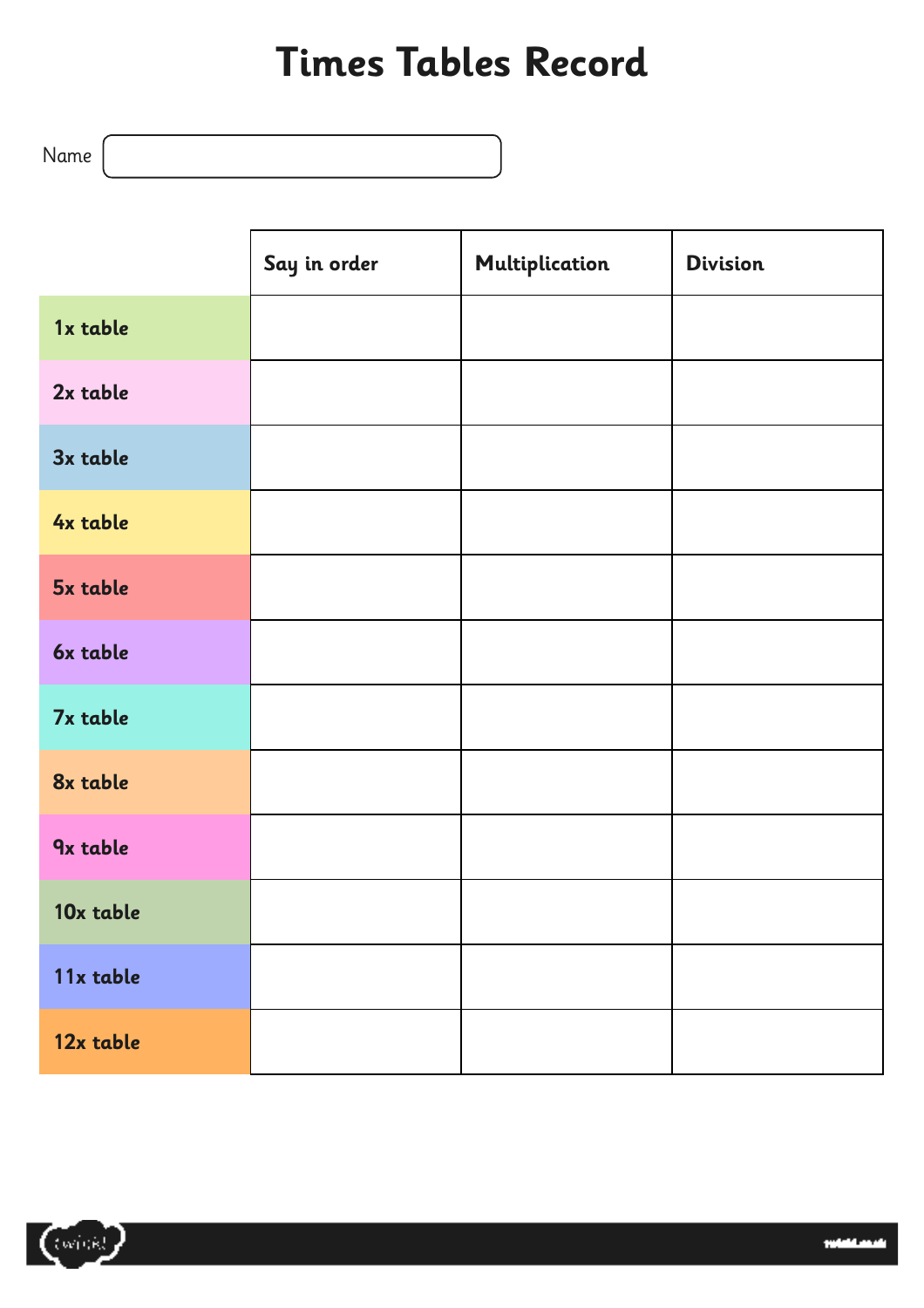# Times Tables Record

Name

| | Say in order | Multiplication | Division |
|---|---|---|---|
| 1x table | | | |
| 2x table | | | |
| 3x table | | | |
| 4x table | | | |
| 5x table | | | |
| 6x table | | | |
| 7x table | | | |
| 8x table | | | |
| 9x table | | | |
| 10x table | | | |
| 11x table | | | |
| 12x table | | | |